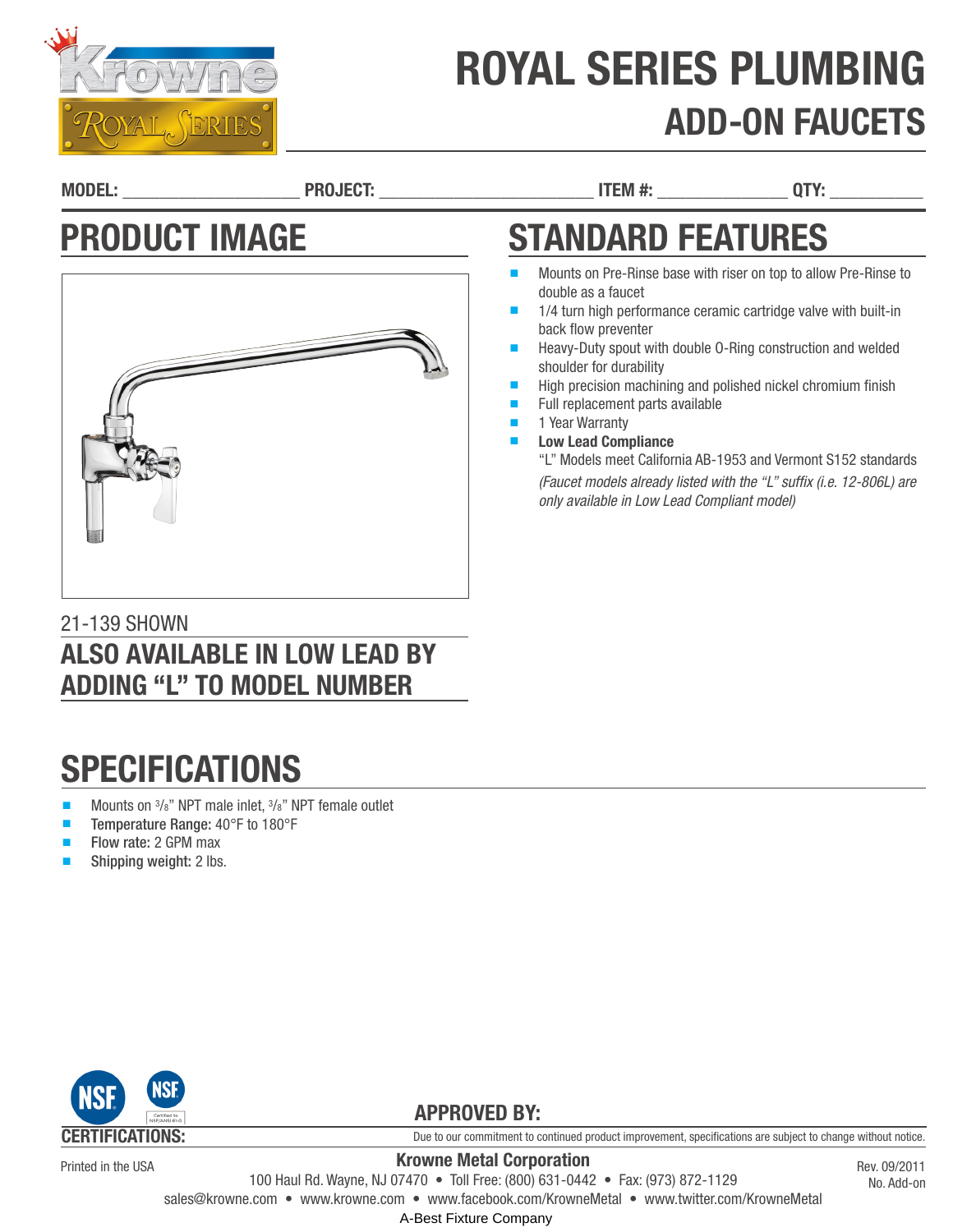# ROYAL SERIES PLUMBING

## ADD-ON FAUCETS

**MODEL:** ____________________ **PROJECT:** ________________________ **ITEM #:** ______________ **QTY:** __________

## PRODUCT IMAGE

21-139 SHOWN

**ALSO AVAILABLE IN LOW LEAD BY ADDING "L" TO MODEL NUMBER**

## STANDARD FEATURES

- Mounts on Pre-Rinse base with riser on top to allow Pre-Rinse to double as a faucet
- 1/4 turn high performance ceramic cartridge valve with built-in back flow preventer
- Heavy-Duty spout with double O-Ring construction and welded shoulder for durability
- High precision machining and polished nickel chromium finish
- Full replacement parts available
- 1 Year Warranty
- **Low Lead Compliance**
  "L" Models meet California AB-1953 and Vermont S152 standards
  *(Faucet models already listed with the "L" suffix (i.e. 12-806L) are only available in Low Lead Compliant model)*

## SPECIFICATIONS

- Mounts on 3/8" NPT male inlet, 3/8" NPT female outlet
- **Temperature Range:** 40°F to 180°F
- **Flow rate:** 2 GPM max
- **Shipping weight:** 2 lbs.

**CERTIFICATIONS:**

**APPROVED BY:**

Due to our commitment to continued product improvement, specifications are subject to change without notice.

Printed in the USA

**Krowne Metal Corporation**
100 Haul Rd. Wayne, NJ 07470 • Toll Free: (800) 631-0442 • Fax: (973) 872-1129
sales@krowne.com • www.krowne.com • www.facebook.com/KrowneMetal • www.twitter.com/KrowneMetal
A-Best Fixture Company

Rev. 09/2011
No. Add-on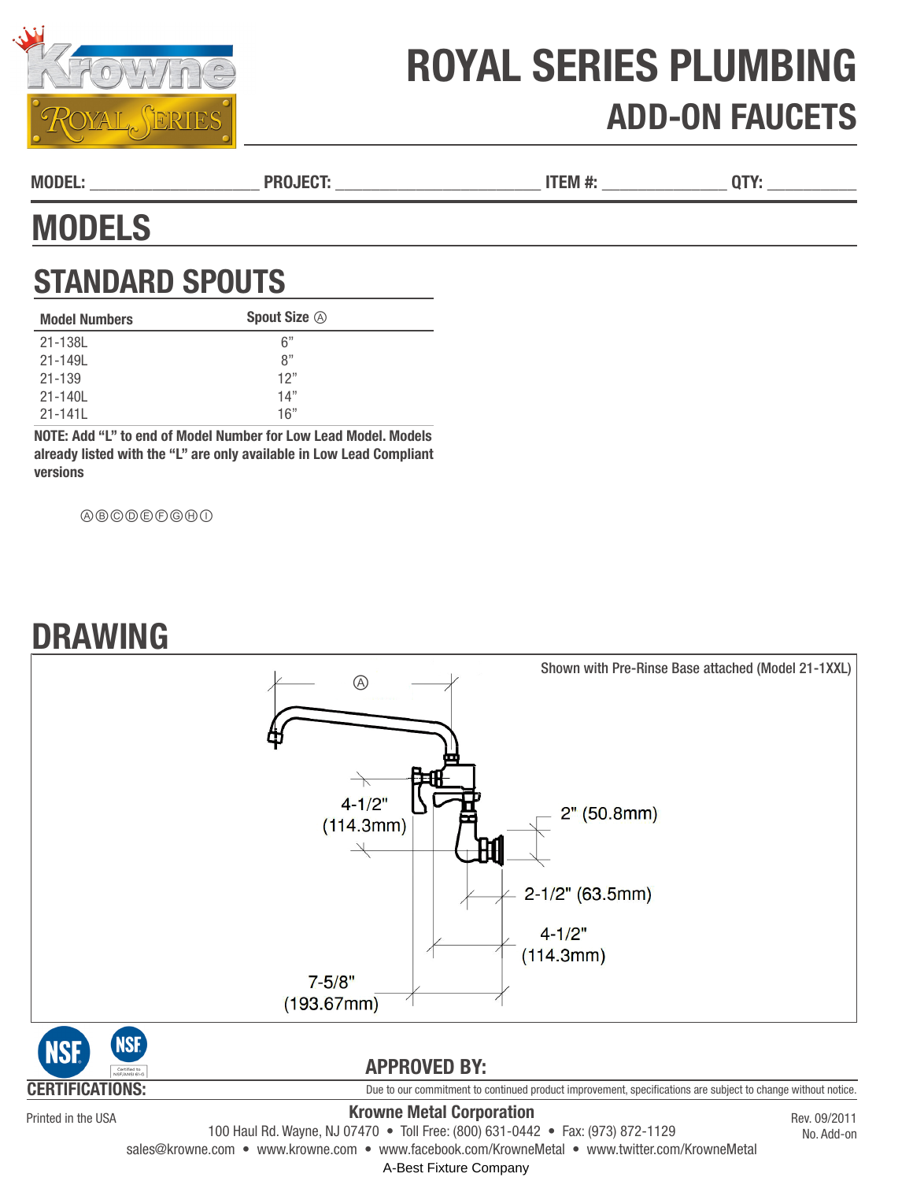# ROYAL SERIES PLUMBING

## ADD-ON FAUCETS

MODEL: ____________________ PROJECT: ________________________ ITEM #: _______________ QTY: __________

# MODELS

## STANDARD SPOUTS

| Model Numbers | Spout Size Ⓐ |
|---|---|
| 21-138L | 6" |
| 21-149L | 8" |
| 21-139 | 12" |
| 21-140L | 14" |
| 21-141L | 16" |

**NOTE: Add "L" to end of Model Number for Low Lead Model. Models already listed with the "L" are only available in Low Lead Compliant versions**

ⒶⒷⒸⒹⒺⒻⒼⒽⒾ

# DRAWING

Shown with Pre-Rinse Base attached (Model 21-1XXL)

Ⓐ

4-1/2" (114.3mm)

2" (50.8mm)

2-1/2" (63.5mm)

4-1/2" (114.3mm)

7-5/8" (193.67mm)

**CERTIFICATIONS:**

**APPROVED BY:**

Due to our commitment to continued product improvement, specifications are subject to change without notice.

Printed in the USA

**Krowne Metal Corporation**

100 Haul Rd. Wayne, NJ 07470 • Toll Free: (800) 631-0442 • Fax: (973) 872-1129

sales@krowne.com • www.krowne.com • www.facebook.com/KrowneMetal • www.twitter.com/KrowneMetal

A-Best Fixture Company

Rev. 09/2011

No. Add-on